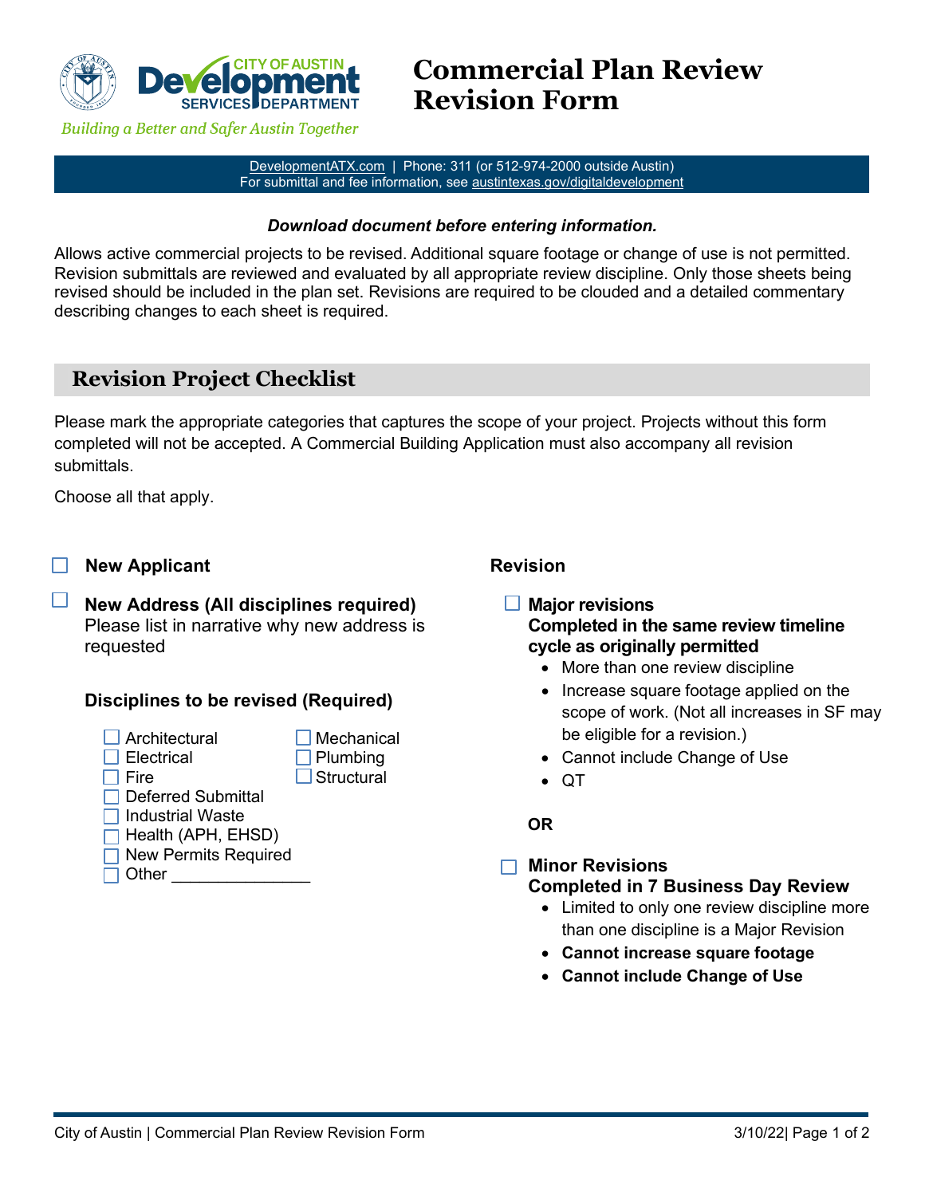# Commercial Plan Review Revision Form

City of Austin Development Services Department

*Building a Better and Safer Austin Together*

DevelopmentATX.com | Phone: 311 (or 512-974-2000 outside Austin)
For submittal and fee information, see austintexas.gov/digitaldevelopment

***Download document before entering information.***

Allows active commercial projects to be revised. Additional square footage or change of use is not permitted. Revision submittals are reviewed and evaluated by all appropriate review discipline. Only those sheets being revised should be included in the plan set. Revisions are required to be clouded and a detailed commentary describing changes to each sheet is required.

## Revision Project Checklist

Please mark the appropriate categories that captures the scope of your project. Projects without this form completed will not be accepted. A Commercial Building Application must also accompany all revision submittals.

Choose all that apply.

- ☐ **New Applicant**
- ☐ **New Address (All disciplines required)**
  Please list in narrative why new address is requested

**Disciplines to be revised (Required)**

- ☐ Architectural
- ☐ Electrical
- ☐ Fire
- ☐ Deferred Submittal
- ☐ Industrial Waste
- ☐ Health (APH, EHSD)
- ☐ New Permits Required
- ☐ Other _______________
- ☐ Mechanical
- ☐ Plumbing
- ☐ Structural

**Revision**

☐ **Major revisions**
**Completed in the same review timeline cycle as originally permitted**

- More than one review discipline
- Increase square footage applied on the scope of work. (Not all increases in SF may be eligible for a revision.)
- Cannot include Change of Use
- QT

**OR**

☐ **Minor Revisions**
**Completed in 7 Business Day Review**

- Limited to only one review discipline more than one discipline is a Major Revision
- **Cannot increase square footage**
- **Cannot include Change of Use**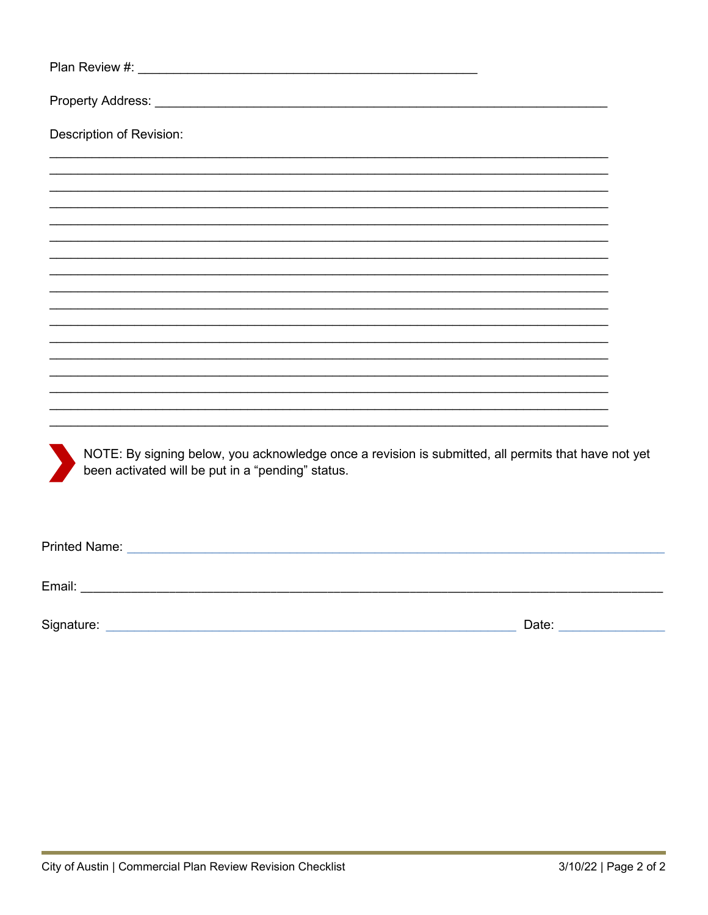Plan Review #: ________________________________________________

Property Address: ________________________________________________________________

Description of Revision:

________________________________________________________________________________
________________________________________________________________________________
________________________________________________________________________________
________________________________________________________________________________
________________________________________________________________________________
________________________________________________________________________________
________________________________________________________________________________
________________________________________________________________________________
________________________________________________________________________________
________________________________________________________________________________
________________________________________________________________________________
________________________________________________________________________________
________________________________________________________________________________
________________________________________________________________________________
________________________________________________________________________________
________________________________________________________________________________
________________________________________________________________________________

NOTE: By signing below, you acknowledge once a revision is submitted, all permits that have not yet been activated will be put in a "pending" status.

Printed Name: ____________________________________________________________________________

Email: ___________________________________________________________________________________

Signature: __________________________________________________________ Date: ______________